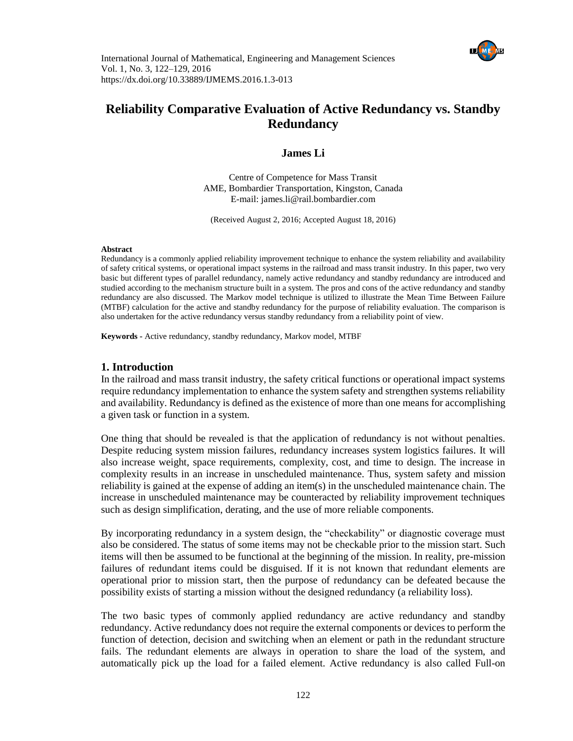# Reliability Comparative Evaluation of Active Redundancy vs. Standby Redundancy

**James Li**

Centre of Competence for Mass Transit
AME, Bombardier Transportation, Kingston, Canada
E-mail: james.li@rail.bombardier.com

(Received August 2, 2016; Accepted August 18, 2016)

#### Abstract

Redundancy is a commonly applied reliability improvement technique to enhance the system reliability and availability of safety critical systems, or operational impact systems in the railroad and mass transit industry. In this paper, two very basic but different types of parallel redundancy, namely active redundancy and standby redundancy are introduced and studied according to the mechanism structure built in a system. The pros and cons of the active redundancy and standby redundancy are also discussed. The Markov model technique is utilized to illustrate the Mean Time Between Failure (MTBF) calculation for the active and standby redundancy for the purpose of reliability evaluation. The comparison is also undertaken for the active redundancy versus standby redundancy from a reliability point of view.

**Keywords -** Active redundancy, standby redundancy, Markov model, MTBF

## 1. Introduction

In the railroad and mass transit industry, the safety critical functions or operational impact systems require redundancy implementation to enhance the system safety and strengthen systems reliability and availability. Redundancy is defined as the existence of more than one means for accomplishing a given task or function in a system.

One thing that should be revealed is that the application of redundancy is not without penalties. Despite reducing system mission failures, redundancy increases system logistics failures. It will also increase weight, space requirements, complexity, cost, and time to design. The increase in complexity results in an increase in unscheduled maintenance. Thus, system safety and mission reliability is gained at the expense of adding an item(s) in the unscheduled maintenance chain. The increase in unscheduled maintenance may be counteracted by reliability improvement techniques such as design simplification, derating, and the use of more reliable components.

By incorporating redundancy in a system design, the "checkability" or diagnostic coverage must also be considered. The status of some items may not be checkable prior to the mission start. Such items will then be assumed to be functional at the beginning of the mission. In reality, pre-mission failures of redundant items could be disguised. If it is not known that redundant elements are operational prior to mission start, then the purpose of redundancy can be defeated because the possibility exists of starting a mission without the designed redundancy (a reliability loss).

The two basic types of commonly applied redundancy are active redundancy and standby redundancy. Active redundancy does not require the external components or devices to perform the function of detection, decision and switching when an element or path in the redundant structure fails. The redundant elements are always in operation to share the load of the system, and automatically pick up the load for a failed element. Active redundancy is also called Full-on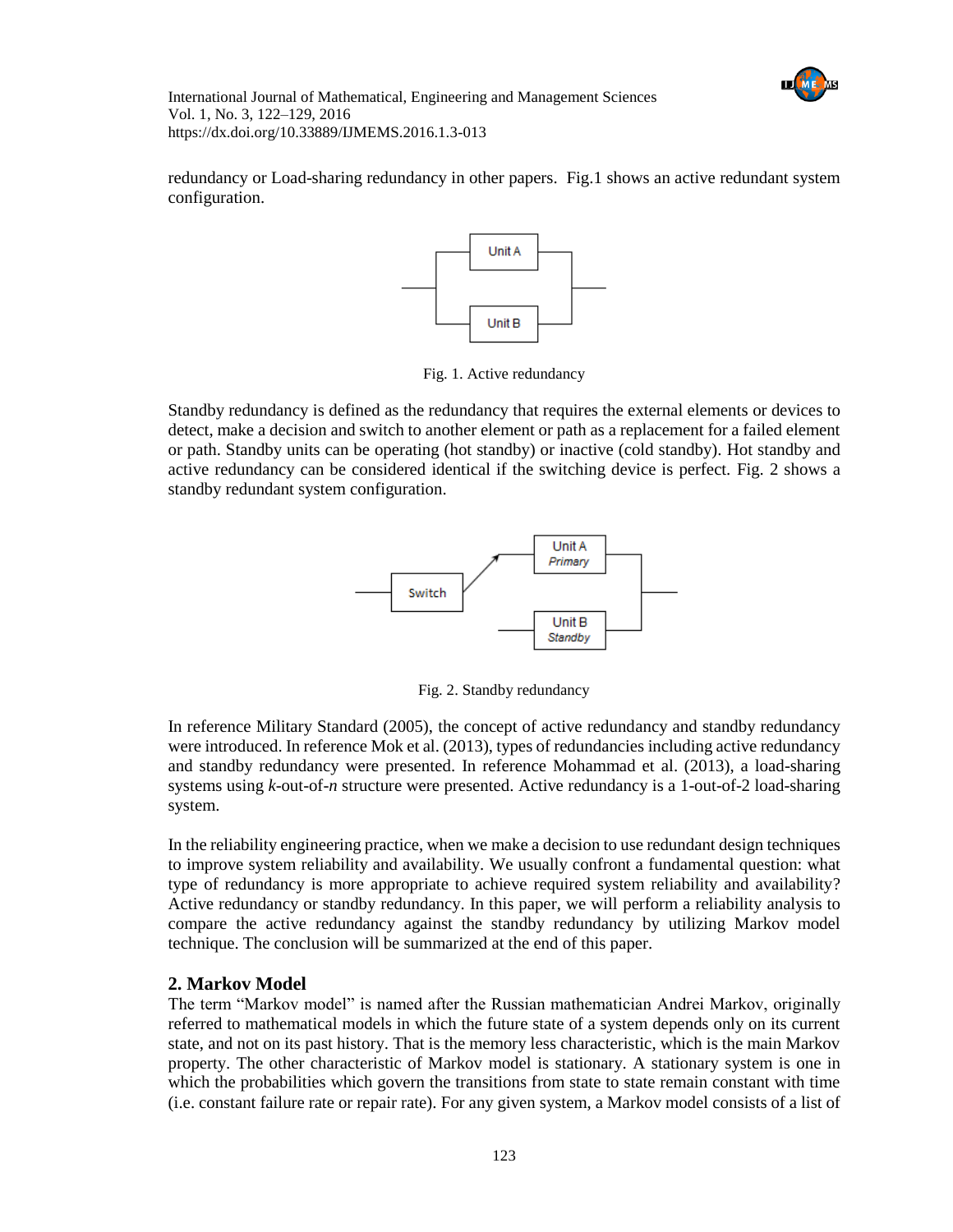redundancy or Load-sharing redundancy in other papers. Fig.1 shows an active redundant system configuration.

Fig. 1. Active redundancy

Standby redundancy is defined as the redundancy that requires the external elements or devices to detect, make a decision and switch to another element or path as a replacement for a failed element or path. Standby units can be operating (hot standby) or inactive (cold standby). Hot standby and active redundancy can be considered identical if the switching device is perfect. Fig. 2 shows a standby redundant system configuration.

Fig. 2. Standby redundancy

In reference Military Standard (2005), the concept of active redundancy and standby redundancy were introduced. In reference Mok et al. (2013), types of redundancies including active redundancy and standby redundancy were presented. In reference Mohammad et al. (2013), a load-sharing systems using *k*-out-of-*n* structure were presented. Active redundancy is a 1-out-of-2 load-sharing system.

In the reliability engineering practice, when we make a decision to use redundant design techniques to improve system reliability and availability. We usually confront a fundamental question: what type of redundancy is more appropriate to achieve required system reliability and availability? Active redundancy or standby redundancy. In this paper, we will perform a reliability analysis to compare the active redundancy against the standby redundancy by utilizing Markov model technique. The conclusion will be summarized at the end of this paper.

## 2. Markov Model

The term "Markov model" is named after the Russian mathematician Andrei Markov, originally referred to mathematical models in which the future state of a system depends only on its current state, and not on its past history. That is the memory less characteristic, which is the main Markov property. The other characteristic of Markov model is stationary. A stationary system is one in which the probabilities which govern the transitions from state to state remain constant with time (i.e. constant failure rate or repair rate). For any given system, a Markov model consists of a list of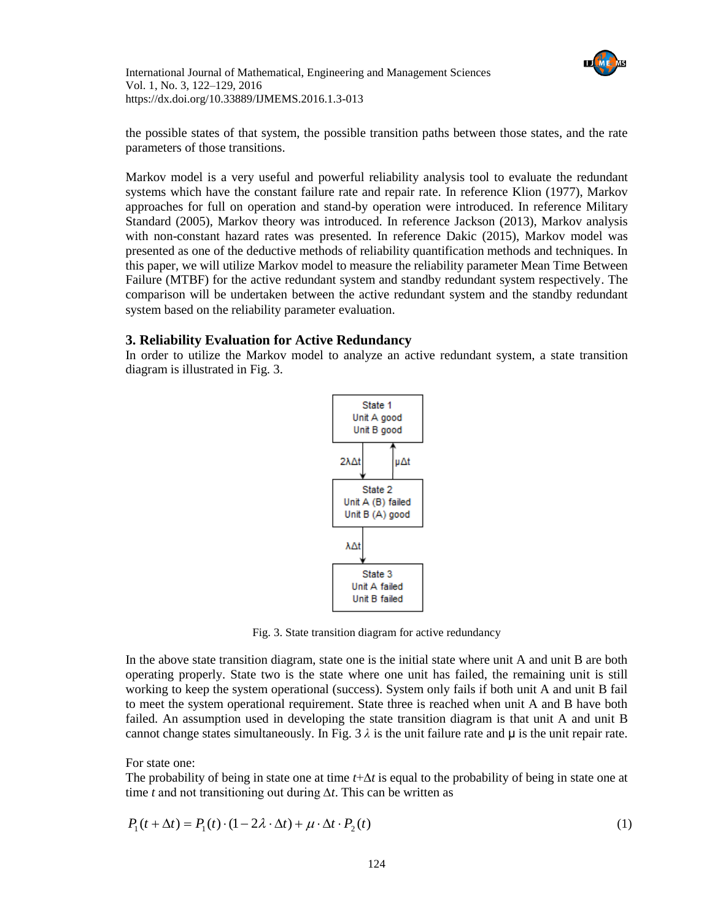the possible states of that system, the possible transition paths between those states, and the rate parameters of those transitions.

Markov model is a very useful and powerful reliability analysis tool to evaluate the redundant systems which have the constant failure rate and repair rate. In reference Klion (1977), Markov approaches for full on operation and stand-by operation were introduced. In reference Military Standard (2005), Markov theory was introduced. In reference Jackson (2013), Markov analysis with non-constant hazard rates was presented. In reference Dakic (2015), Markov model was presented as one of the deductive methods of reliability quantification methods and techniques. In this paper, we will utilize Markov model to measure the reliability parameter Mean Time Between Failure (MTBF) for the active redundant system and standby redundant system respectively. The comparison will be undertaken between the active redundant system and the standby redundant system based on the reliability parameter evaluation.

### 3. Reliability Evaluation for Active Redundancy

In order to utilize the Markov model to analyze an active redundant system, a state transition diagram is illustrated in Fig. 3.

State 1: Unit A good, Unit B good

$2\lambda\Delta t$ (State 1 → State 2); $\mu\Delta t$ (State 2 → State 1)

State 2: Unit A (B) failed, Unit B (A) good

$\lambda\Delta t$ (State 2 → State 3)

State 3: Unit A failed, Unit B failed

Fig. 3. State transition diagram for active redundancy

In the above state transition diagram, state one is the initial state where unit A and unit B are both operating properly. State two is the state where one unit has failed, the remaining unit is still working to keep the system operational (success). System only fails if both unit A and unit B fail to meet the system operational requirement. State three is reached when unit A and B have both failed. An assumption used in developing the state transition diagram is that unit A and unit B cannot change states simultaneously. In Fig. 3 $\lambda$ is the unit failure rate and $\mu$ is the unit repair rate.

For state one:

The probability of being in state one at time $t+\Delta t$ is equal to the probability of being in state one at time $t$ and not transitioning out during $\Delta t$. This can be written as

$$P_1(t+\Delta t) = P_1(t)\cdot(1-2\lambda\cdot\Delta t)+\mu\cdot\Delta t\cdot P_2(t) \tag{1}$$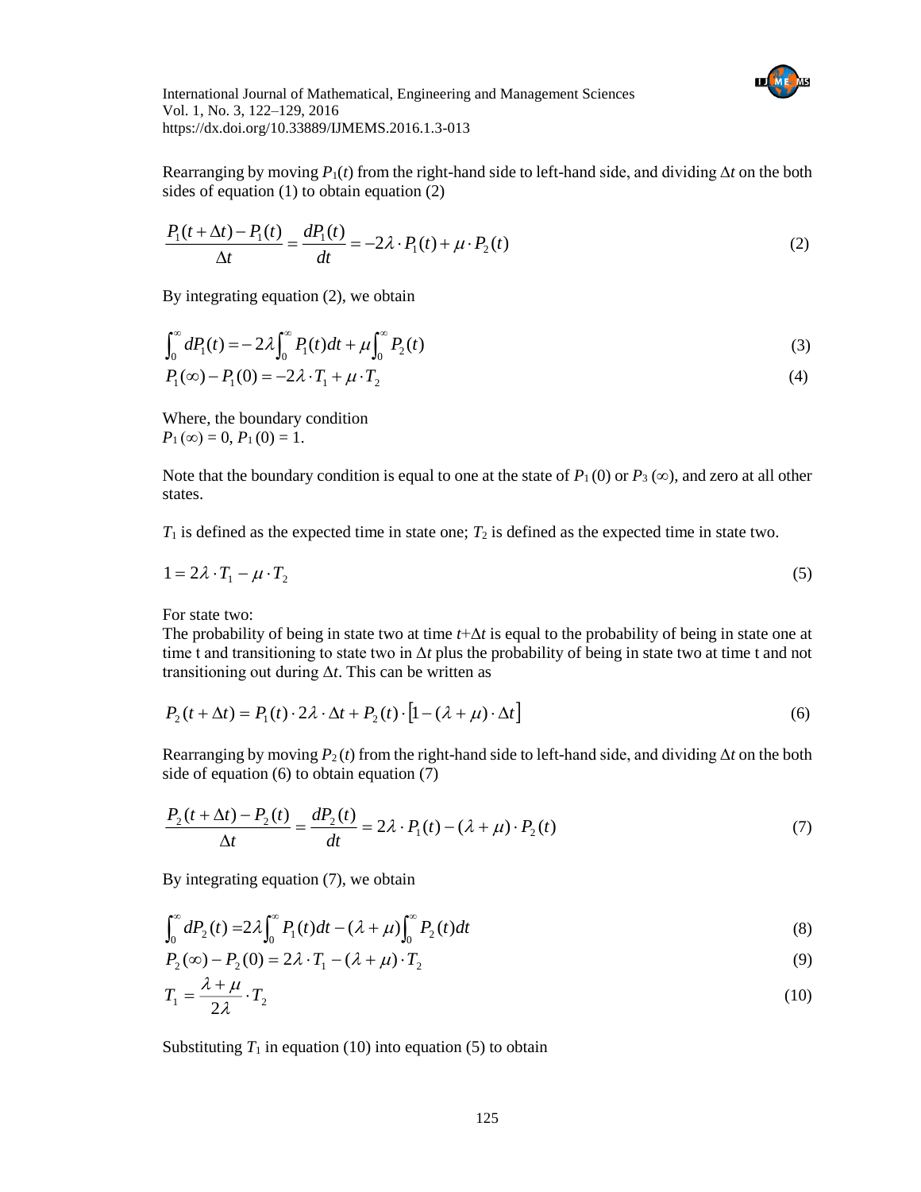Rearranging by moving $P_1(t)$ from the right-hand side to left-hand side, and dividing $\Delta t$ on the both sides of equation (1) to obtain equation (2)

$$\frac{P_1(t+\Delta t)-P_1(t)}{\Delta t}=\frac{dP_1(t)}{dt}=-2\lambda\cdot P_1(t)+\mu\cdot P_2(t) \tag{2}$$

By integrating equation (2), we obtain

$$\int_0^{\infty} dP_1(t)=-2\lambda\int_0^{\infty} P_1(t)dt+\mu\int_0^{\infty} P_2(t) \tag{3}$$

$$P_1(\infty)-P_1(0)=-2\lambda\cdot T_1+\mu\cdot T_2 \tag{4}$$

Where, the boundary condition
$P_1(\infty)=0$, $P_1(0)=1$.

Note that the boundary condition is equal to one at the state of $P_1(0)$ or $P_3(\infty)$, and zero at all other states.

$T_1$ is defined as the expected time in state one; $T_2$ is defined as the expected time in state two.

$$1=2\lambda\cdot T_1-\mu\cdot T_2 \tag{5}$$

For state two:
The probability of being in state two at time $t+\Delta t$ is equal to the probability of being in state one at time t and transitioning to state two in $\Delta t$ plus the probability of being in state two at time t and not transitioning out during $\Delta t$. This can be written as

$$P_2(t+\Delta t)=P_1(t)\cdot 2\lambda\cdot\Delta t+P_2(t)\cdot\left[1-(\lambda+\mu)\cdot\Delta t\right] \tag{6}$$

Rearranging by moving $P_2(t)$ from the right-hand side to left-hand side, and dividing $\Delta t$ on the both side of equation (6) to obtain equation (7)

$$\frac{P_2(t+\Delta t)-P_2(t)}{\Delta t}=\frac{dP_2(t)}{dt}=2\lambda\cdot P_1(t)-(\lambda+\mu)\cdot P_2(t) \tag{7}$$

By integrating equation (7), we obtain

$$\int_0^{\infty} dP_2(t)=2\lambda\int_0^{\infty} P_1(t)dt-(\lambda+\mu)\int_0^{\infty} P_2(t)dt \tag{8}$$

$$P_2(\infty)-P_2(0)=2\lambda\cdot T_1-(\lambda+\mu)\cdot T_2 \tag{9}$$

$$T_1=\frac{\lambda+\mu}{2\lambda}\cdot T_2 \tag{10}$$

Substituting $T_1$ in equation (10) into equation (5) to obtain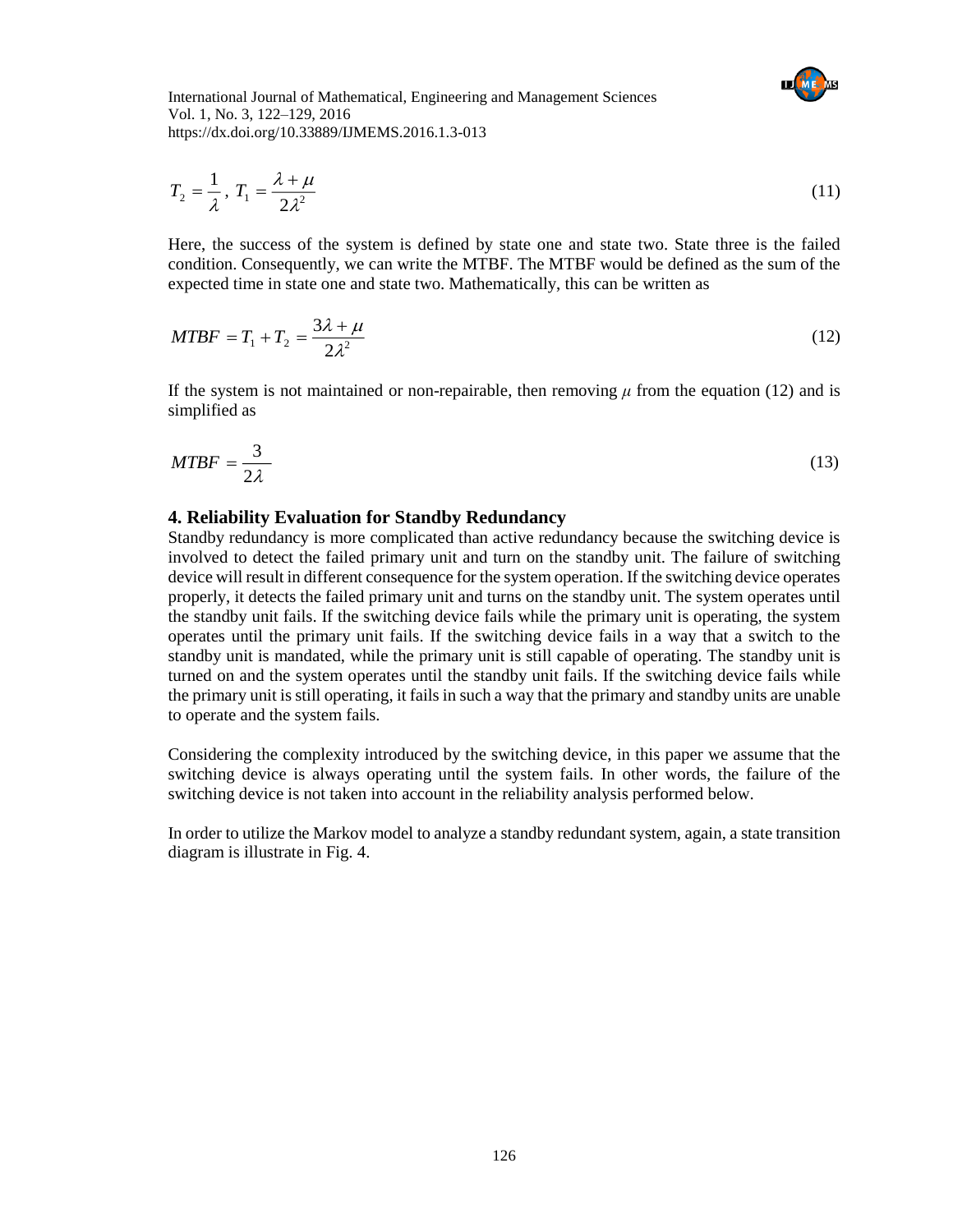$$T_2 = \frac{1}{\lambda},\ T_1 = \frac{\lambda + \mu}{2\lambda^2} \tag{11}$$

Here, the success of the system is defined by state one and state two. State three is the failed condition. Consequently, we can write the MTBF. The MTBF would be defined as the sum of the expected time in state one and state two. Mathematically, this can be written as

$$MTBF = T_1 + T_2 = \frac{3\lambda + \mu}{2\lambda^2} \tag{12}$$

If the system is not maintained or non-repairable, then removing $\mu$ from the equation (12) and is simplified as

$$MTBF = \frac{3}{2\lambda} \tag{13}$$

## 4. Reliability Evaluation for Standby Redundancy

Standby redundancy is more complicated than active redundancy because the switching device is involved to detect the failed primary unit and turn on the standby unit. The failure of switching device will result in different consequence for the system operation. If the switching device operates properly, it detects the failed primary unit and turns on the standby unit. The system operates until the standby unit fails. If the switching device fails while the primary unit is operating, the system operates until the primary unit fails. If the switching device fails in a way that a switch to the standby unit is mandated, while the primary unit is still capable of operating. The standby unit is turned on and the system operates until the standby unit fails. If the switching device fails while the primary unit is still operating, it fails in such a way that the primary and standby units are unable to operate and the system fails.

Considering the complexity introduced by the switching device, in this paper we assume that the switching device is always operating until the system fails. In other words, the failure of the switching device is not taken into account in the reliability analysis performed below.

In order to utilize the Markov model to analyze a standby redundant system, again, a state transition diagram is illustrate in Fig. 4.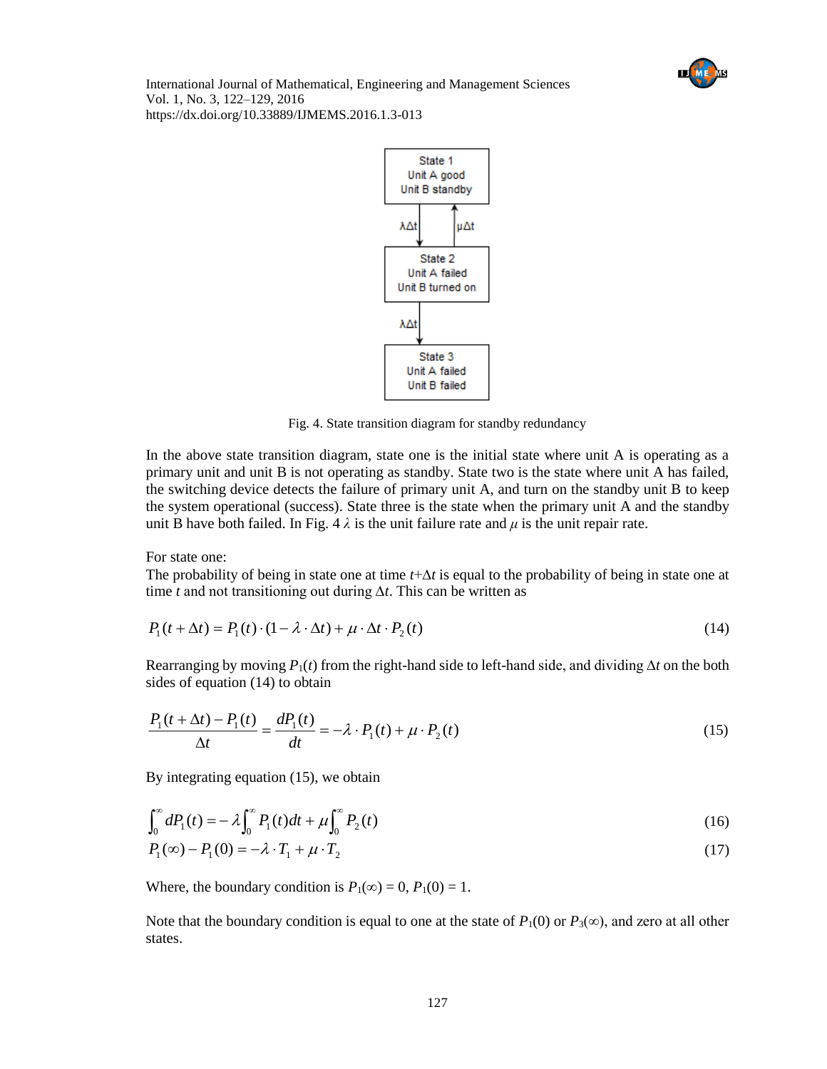State 1
Unit A good
Unit B standby

$\lambda\Delta t$ ↓ ↑ $\mu\Delta t$

State 2
Unit A failed
Unit B turned on

$\lambda\Delta t$ ↓

State 3
Unit A failed
Unit B failed

Fig. 4. State transition diagram for standby redundancy

In the above state transition diagram, state one is the initial state where unit A is operating as a primary unit and unit B is not operating as standby. State two is the state where unit A has failed, the switching device detects the failure of primary unit A, and turn on the standby unit B to keep the system operational (success). State three is the state when the primary unit A and the standby unit B have both failed. In Fig. 4 $\lambda$ is the unit failure rate and $\mu$ is the unit repair rate.

For state one:
The probability of being in state one at time $t+\Delta t$ is equal to the probability of being in state one at time $t$ and not transitioning out during $\Delta t$. This can be written as

$$P_1(t+\Delta t) = P_1(t)\cdot(1-\lambda\cdot\Delta t) + \mu\cdot\Delta t\cdot P_2(t) \tag{14}$$

Rearranging by moving $P_1(t)$ from the right-hand side to left-hand side, and dividing $\Delta t$ on the both sides of equation (14) to obtain

$$\frac{P_1(t+\Delta t)-P_1(t)}{\Delta t} = \frac{dP_1(t)}{dt} = -\lambda\cdot P_1(t) + \mu\cdot P_2(t) \tag{15}$$

By integrating equation (15), we obtain

$$\int_0^\infty dP_1(t) = -\lambda\int_0^\infty P_1(t)dt + \mu\int_0^\infty P_2(t) \tag{16}$$

$$P_1(\infty) - P_1(0) = -\lambda\cdot T_1 + \mu\cdot T_2 \tag{17}$$

Where, the boundary condition is $P_1(\infty) = 0$, $P_1(0) = 1$.

Note that the boundary condition is equal to one at the state of $P_1(0)$ or $P_3(\infty)$, and zero at all other states.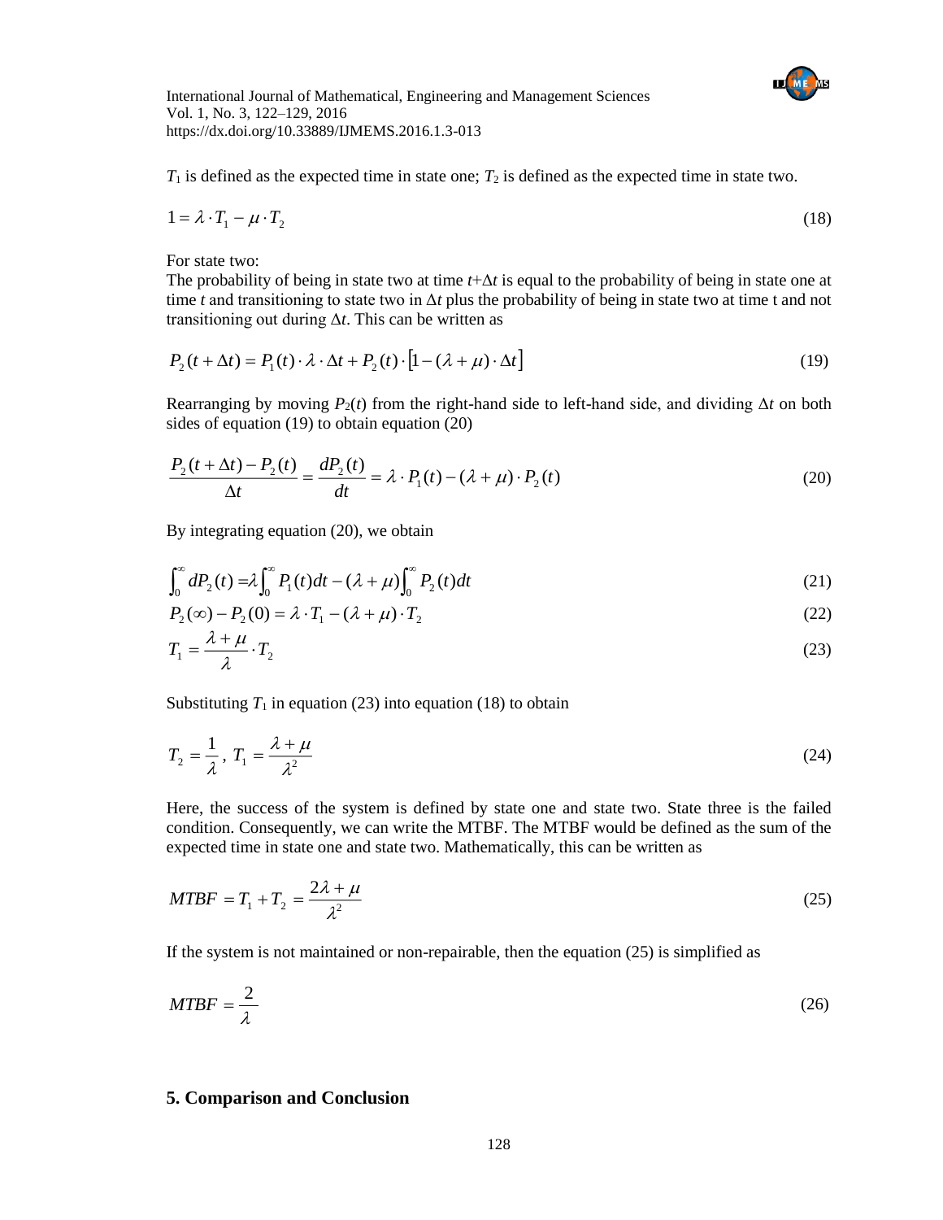$T_1$ is defined as the expected time in state one; $T_2$ is defined as the expected time in state two.

$$1 = \lambda \cdot T_1 - \mu \cdot T_2 \tag{18}$$

For state two:

The probability of being in state two at time $t+\Delta t$ is equal to the probability of being in state one at time $t$ and transitioning to state two in $\Delta t$ plus the probability of being in state two at time t and not transitioning out during $\Delta t$. This can be written as

$$P_2(t+\Delta t) = P_1(t) \cdot \lambda \cdot \Delta t + P_2(t) \cdot \left[1 - (\lambda + \mu) \cdot \Delta t\right] \tag{19}$$

Rearranging by moving $P_2(t)$ from the right-hand side to left-hand side, and dividing $\Delta t$ on both sides of equation (19) to obtain equation (20)

$$\frac{P_2(t+\Delta t) - P_2(t)}{\Delta t} = \frac{dP_2(t)}{dt} = \lambda \cdot P_1(t) - (\lambda + \mu) \cdot P_2(t) \tag{20}$$

By integrating equation (20), we obtain

$$\int_0^\infty dP_2(t) = \lambda \int_0^\infty P_1(t)dt - (\lambda + \mu)\int_0^\infty P_2(t)dt \tag{21}$$

$$P_2(\infty) - P_2(0) = \lambda \cdot T_1 - (\lambda + \mu) \cdot T_2 \tag{22}$$

$$T_1 = \frac{\lambda + \mu}{\lambda} \cdot T_2 \tag{23}$$

Substituting $T_1$ in equation (23) into equation (18) to obtain

$$T_2 = \frac{1}{\lambda},\ T_1 = \frac{\lambda + \mu}{\lambda^2} \tag{24}$$

Here, the success of the system is defined by state one and state two. State three is the failed condition. Consequently, we can write the MTBF. The MTBF would be defined as the sum of the expected time in state one and state two. Mathematically, this can be written as

$$MTBF = T_1 + T_2 = \frac{2\lambda + \mu}{\lambda^2} \tag{25}$$

If the system is not maintained or non-repairable, then the equation (25) is simplified as

$$MTBF = \frac{2}{\lambda} \tag{26}$$

## 5. Comparison and Conclusion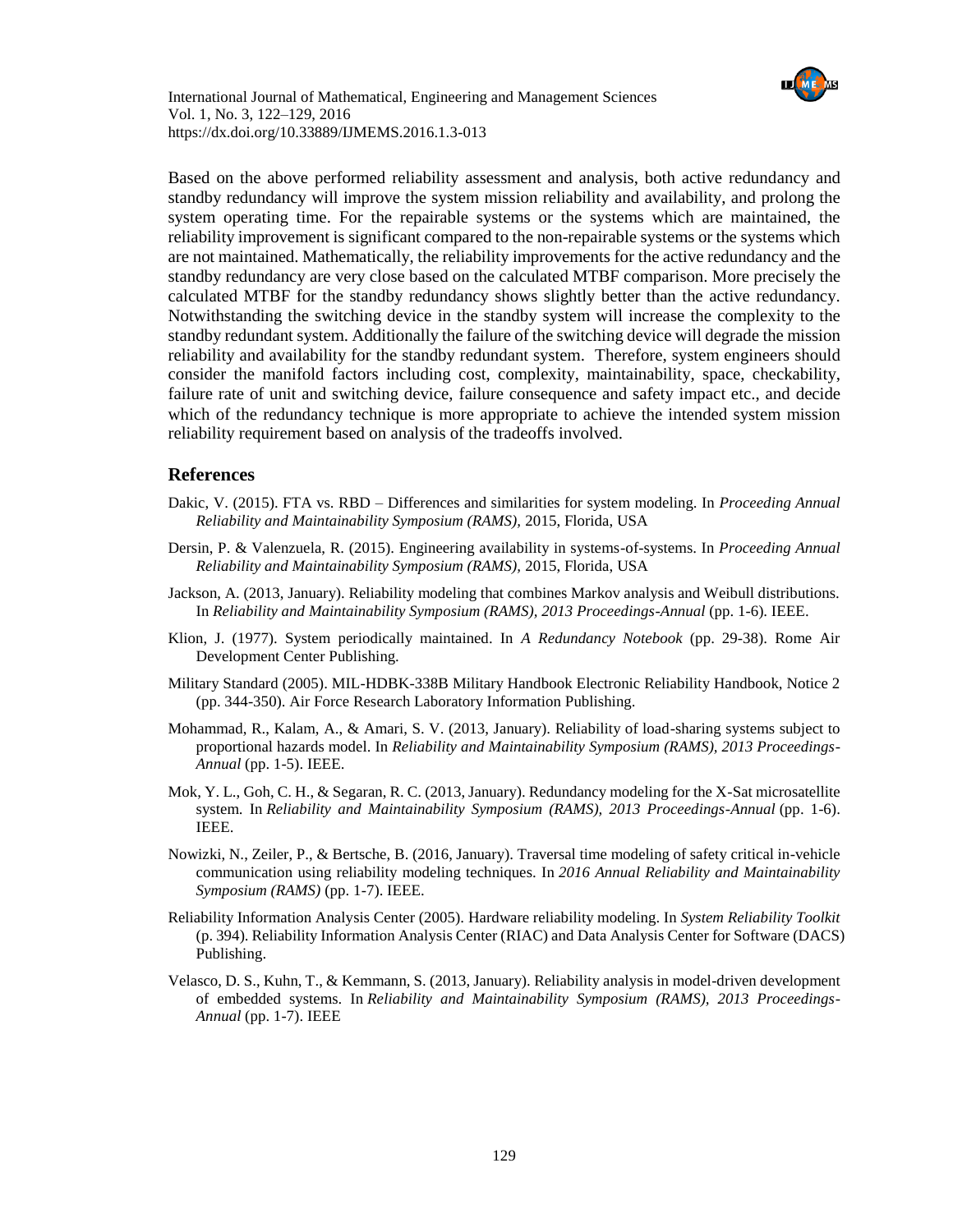Based on the above performed reliability assessment and analysis, both active redundancy and standby redundancy will improve the system mission reliability and availability, and prolong the system operating time. For the repairable systems or the systems which are maintained, the reliability improvement is significant compared to the non-repairable systems or the systems which are not maintained. Mathematically, the reliability improvements for the active redundancy and the standby redundancy are very close based on the calculated MTBF comparison. More precisely the calculated MTBF for the standby redundancy shows slightly better than the active redundancy. Notwithstanding the switching device in the standby system will increase the complexity to the standby redundant system. Additionally the failure of the switching device will degrade the mission reliability and availability for the standby redundant system. Therefore, system engineers should consider the manifold factors including cost, complexity, maintainability, space, checkability, failure rate of unit and switching device, failure consequence and safety impact etc., and decide which of the redundancy technique is more appropriate to achieve the intended system mission reliability requirement based on analysis of the tradeoffs involved.

## References

Dakic, V. (2015). FTA vs. RBD – Differences and similarities for system modeling. In *Proceeding Annual Reliability and Maintainability Symposium (RAMS),* 2015, Florida, USA

Dersin, P. & Valenzuela, R. (2015). Engineering availability in systems-of-systems. In *Proceeding Annual Reliability and Maintainability Symposium (RAMS),* 2015, Florida, USA

Jackson, A. (2013, January). Reliability modeling that combines Markov analysis and Weibull distributions. In *Reliability and Maintainability Symposium (RAMS), 2013 Proceedings-Annual* (pp. 1-6). IEEE.

Klion, J. (1977). System periodically maintained. In *A Redundancy Notebook* (pp. 29-38). Rome Air Development Center Publishing.

Military Standard (2005). MIL-HDBK-338B Military Handbook Electronic Reliability Handbook, Notice 2 (pp. 344-350). Air Force Research Laboratory Information Publishing.

Mohammad, R., Kalam, A., & Amari, S. V. (2013, January). Reliability of load-sharing systems subject to proportional hazards model. In *Reliability and Maintainability Symposium (RAMS), 2013 Proceedings-Annual* (pp. 1-5). IEEE.

Mok, Y. L., Goh, C. H., & Segaran, R. C. (2013, January). Redundancy modeling for the X-Sat microsatellite system. In *Reliability and Maintainability Symposium (RAMS), 2013 Proceedings-Annual* (pp. 1-6). IEEE.

Nowizki, N., Zeiler, P., & Bertsche, B. (2016, January). Traversal time modeling of safety critical in-vehicle communication using reliability modeling techniques. In *2016 Annual Reliability and Maintainability Symposium (RAMS)* (pp. 1-7). IEEE.

Reliability Information Analysis Center (2005). Hardware reliability modeling. In *System Reliability Toolkit* (p. 394). Reliability Information Analysis Center (RIAC) and Data Analysis Center for Software (DACS) Publishing.

Velasco, D. S., Kuhn, T., & Kemmann, S. (2013, January). Reliability analysis in model-driven development of embedded systems. In *Reliability and Maintainability Symposium (RAMS), 2013 Proceedings-Annual* (pp. 1-7). IEEE